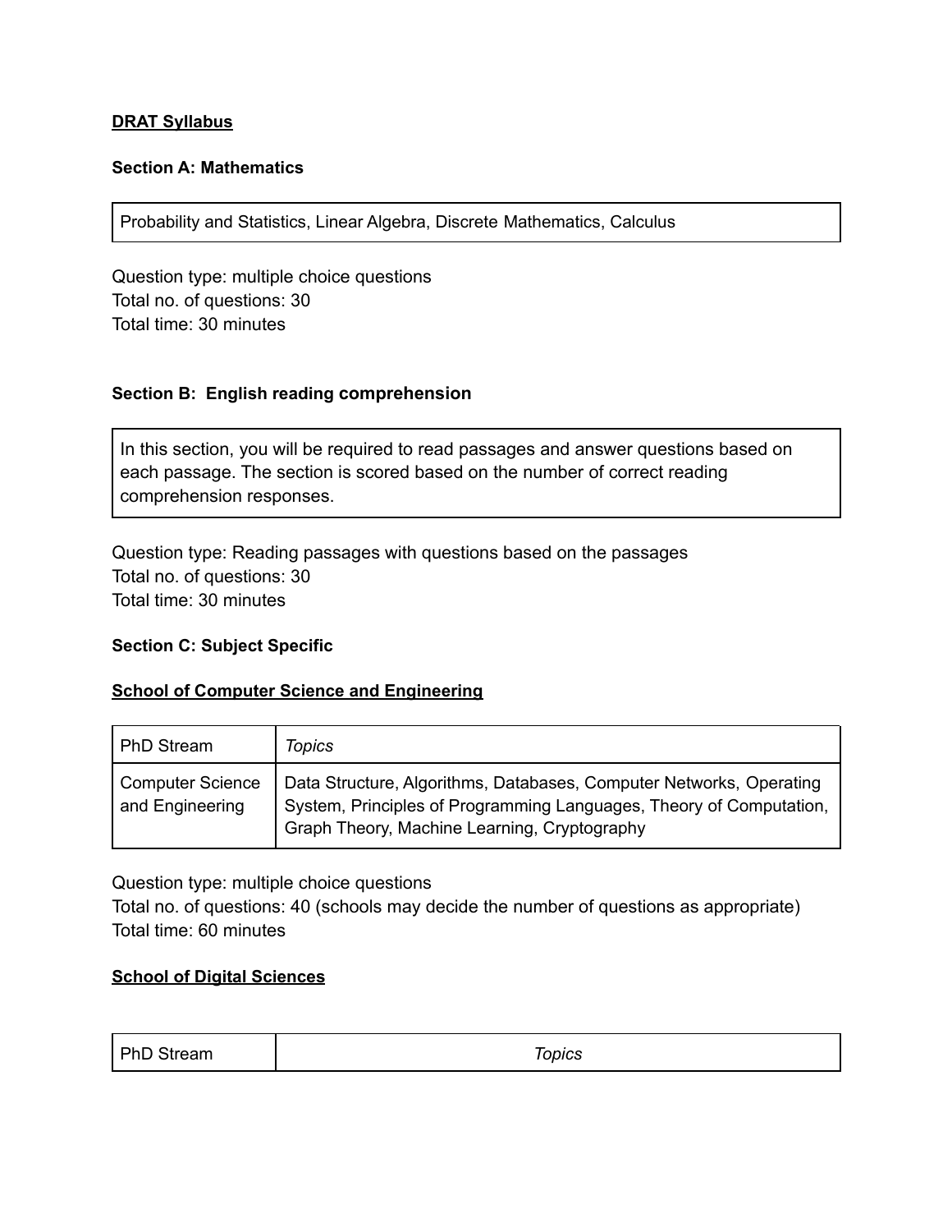**DRAT Syllabus**

**Section A: Mathematics**

| Probability and Statistics, Linear Algebra, Discrete Mathematics, Calculus |
|---|

Question type: multiple choice questions
Total no. of questions: 30
Total time: 30 minutes

**Section B: English reading comprehension**

| In this section, you will be required to read passages and answer questions based on each passage. The section is scored based on the number of correct reading comprehension responses. |
|---|

Question type: Reading passages with questions based on the passages
Total no. of questions: 30
Total time: 30 minutes

**Section C: Subject Specific**

**School of Computer Science and Engineering**

| PhD Stream | *Topics* |
|---|---|
| Computer Science and Engineering | Data Structure, Algorithms, Databases, Computer Networks, Operating System, Principles of Programming Languages, Theory of Computation, Graph Theory, Machine Learning, Cryptography |

Question type: multiple choice questions
Total no. of questions: 40 (schools may decide the number of questions as appropriate)
Total time: 60 minutes

**School of Digital Sciences**

| PhD Stream | *Topics* |
|---|---|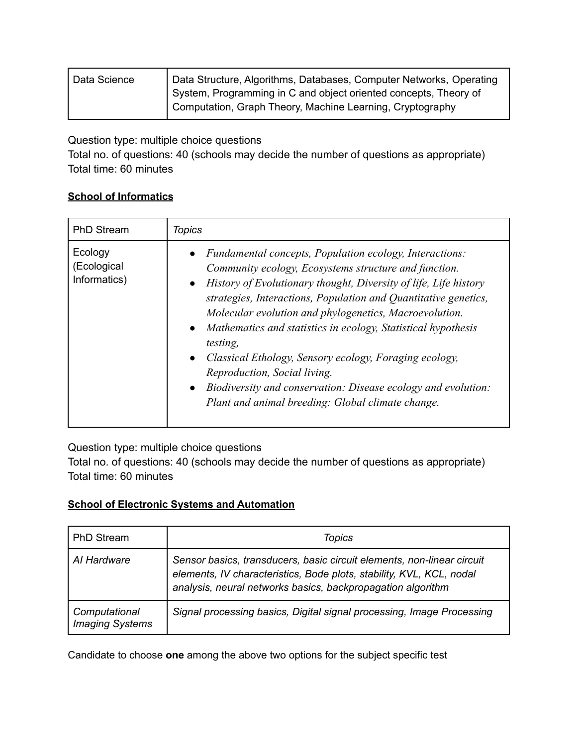| Data Science | Data Structure, Algorithms, Databases, Computer Networks, Operating System, Programming in C and object oriented concepts, Theory of Computation, Graph Theory, Machine Learning, Cryptography |
|---|---|

Question type: multiple choice questions
Total no. of questions: 40 (schools may decide the number of questions as appropriate)
Total time: 60 minutes

**School of Informatics**

| PhD Stream | *Topics* |
|---|---|
| Ecology (Ecological Informatics) | • *Fundamental concepts, Population ecology, Interactions: Community ecology, Ecosystems structure and function.* <br> • *History of Evolutionary thought, Diversity of life, Life history strategies, Interactions, Population and Quantitative genetics, Molecular evolution and phylogenetics, Macroevolution.* <br> • *Mathematics and statistics in ecology, Statistical hypothesis testing,* <br> • *Classical Ethology, Sensory ecology, Foraging ecology, Reproduction, Social living.* <br> • *Biodiversity and conservation: Disease ecology and evolution: Plant and animal breeding: Global climate change.* |

Question type: multiple choice questions
Total no. of questions: 40 (schools may decide the number of questions as appropriate)
Total time: 60 minutes

**School of Electronic Systems and Automation**

| PhD Stream | *Topics* |
|---|---|
| *AI Hardware* | *Sensor basics, transducers, basic circuit elements, non-linear circuit elements, IV characteristics, Bode plots, stability, KVL, KCL, nodal analysis, neural networks basics, backpropagation algorithm* |
| *Computational Imaging Systems* | *Signal processing basics, Digital signal processing, Image Processing* |

Candidate to choose **one** among the above two options for the subject specific test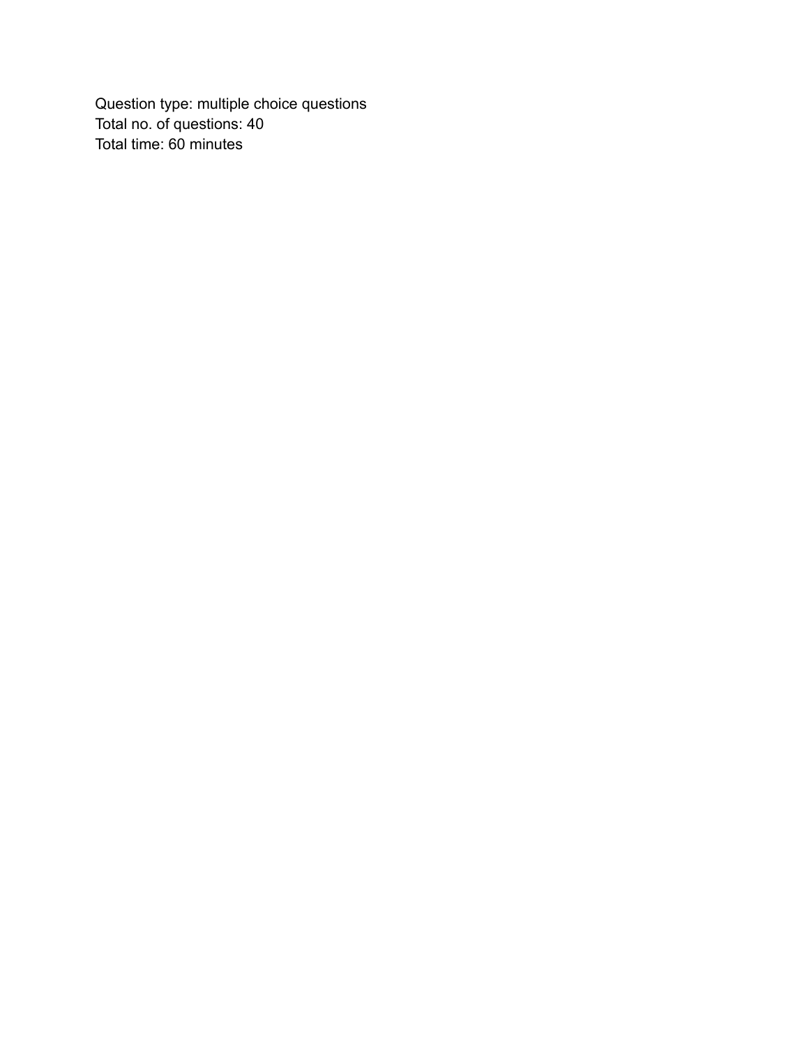Question type: multiple choice questions
Total no. of questions: 40
Total time: 60 minutes